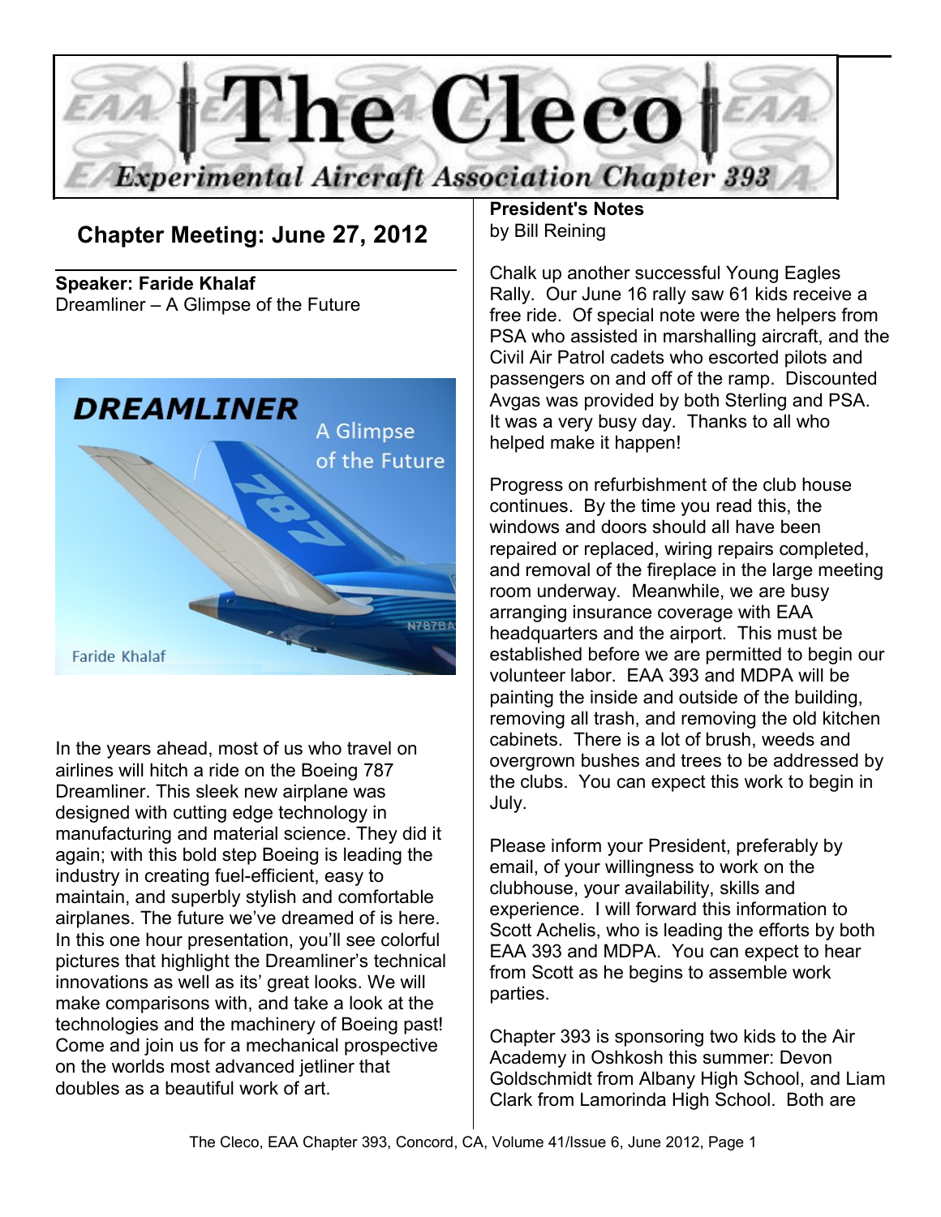# The Cleco

## Experimental Aircraft Association Chapter 393

## Chapter Meeting: June 27, 2012

**Speaker: Faride Khalaf**
Dreamliner – A Glimpse of the Future

In the years ahead, most of us who travel on airlines will hitch a ride on the Boeing 787 Dreamliner. This sleek new airplane was designed with cutting edge technology in manufacturing and material science. They did it again; with this bold step Boeing is leading the industry in creating fuel-efficient, easy to maintain, and superbly stylish and comfortable airplanes. The future we've dreamed of is here. In this one hour presentation, you'll see colorful pictures that highlight the Dreamliner's technical innovations as well as its' great looks. We will make comparisons with, and take a look at the technologies and the machinery of Boeing past! Come and join us for a mechanical prospective on the worlds most advanced jetliner that doubles as a beautiful work of art.

**President's Notes**
by Bill Reining

Chalk up another successful Young Eagles Rally. Our June 16 rally saw 61 kids receive a free ride. Of special note were the helpers from PSA who assisted in marshalling aircraft, and the Civil Air Patrol cadets who escorted pilots and passengers on and off of the ramp. Discounted Avgas was provided by both Sterling and PSA. It was a very busy day. Thanks to all who helped make it happen!

Progress on refurbishment of the club house continues. By the time you read this, the windows and doors should all have been repaired or replaced, wiring repairs completed, and removal of the fireplace in the large meeting room underway. Meanwhile, we are busy arranging insurance coverage with EAA headquarters and the airport. This must be established before we are permitted to begin our volunteer labor. EAA 393 and MDPA will be painting the inside and outside of the building, removing all trash, and removing the old kitchen cabinets. There is a lot of brush, weeds and overgrown bushes and trees to be addressed by the clubs. You can expect this work to begin in July.

Please inform your President, preferably by email, of your willingness to work on the clubhouse, your availability, skills and experience. I will forward this information to Scott Achelis, who is leading the efforts by both EAA 393 and MDPA. You can expect to hear from Scott as he begins to assemble work parties.

Chapter 393 is sponsoring two kids to the Air Academy in Oshkosh this summer: Devon Goldschmidt from Albany High School, and Liam Clark from Lamorinda High School. Both are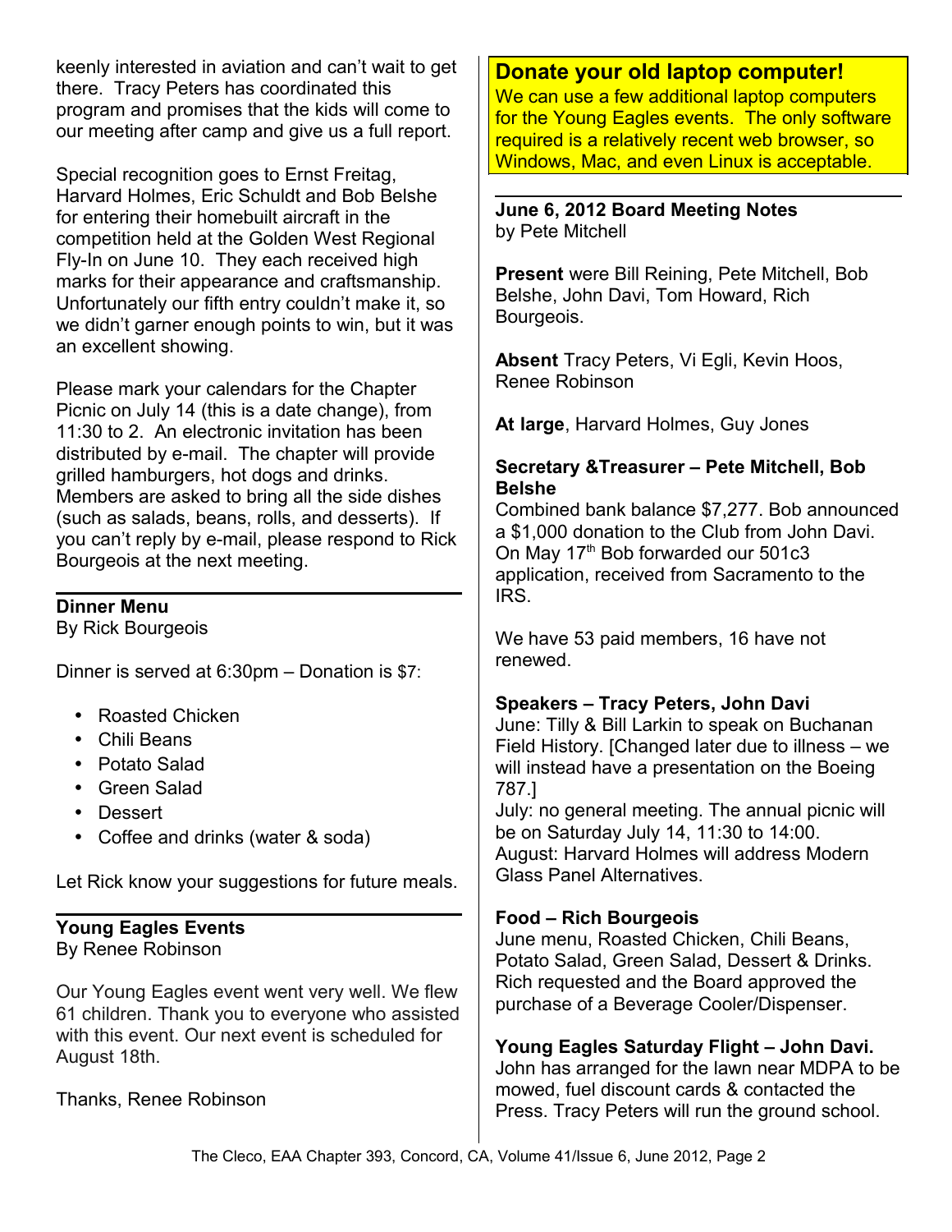keenly interested in aviation and can't wait to get there. Tracy Peters has coordinated this program and promises that the kids will come to our meeting after camp and give us a full report.

Special recognition goes to Ernst Freitag, Harvard Holmes, Eric Schuldt and Bob Belshe for entering their homebuilt aircraft in the competition held at the Golden West Regional Fly-In on June 10. They each received high marks for their appearance and craftsmanship. Unfortunately our fifth entry couldn't make it, so we didn't garner enough points to win, but it was an excellent showing.

Please mark your calendars for the Chapter Picnic on July 14 (this is a date change), from 11:30 to 2. An electronic invitation has been distributed by e-mail. The chapter will provide grilled hamburgers, hot dogs and drinks. Members are asked to bring all the side dishes (such as salads, beans, rolls, and desserts). If you can't reply by e-mail, please respond to Rick Bourgeois at the next meeting.

## Dinner Menu

By Rick Bourgeois

Dinner is served at 6:30pm – Donation is $7:

- Roasted Chicken
- Chili Beans
- Potato Salad
- Green Salad
- Dessert
- Coffee and drinks (water & soda)

Let Rick know your suggestions for future meals.

## Young Eagles Events

By Renee Robinson

Our Young Eagles event went very well. We flew 61 children. Thank you to everyone who assisted with this event. Our next event is scheduled for August 18th.

Thanks, Renee Robinson

## Donate your old laptop computer!

We can use a few additional laptop computers for the Young Eagles events. The only software required is a relatively recent web browser, so Windows, Mac, and even Linux is acceptable.

## June 6, 2012 Board Meeting Notes

by Pete Mitchell

**Present** were Bill Reining, Pete Mitchell, Bob Belshe, John Davi, Tom Howard, Rich Bourgeois.

**Absent** Tracy Peters, Vi Egli, Kevin Hoos, Renee Robinson

**At large**, Harvard Holmes, Guy Jones

**Secretary &Treasurer – Pete Mitchell, Bob Belshe**

Combined bank balance $7,277. Bob announced a $1,000 donation to the Club from John Davi. On May 17th Bob forwarded our 501c3 application, received from Sacramento to the IRS.

We have 53 paid members, 16 have not renewed.

**Speakers – Tracy Peters, John Davi**

June: Tilly & Bill Larkin to speak on Buchanan Field History. [Changed later due to illness – we will instead have a presentation on the Boeing 787.]

July: no general meeting. The annual picnic will be on Saturday July 14, 11:30 to 14:00.

August: Harvard Holmes will address Modern Glass Panel Alternatives.

**Food – Rich Bourgeois**

June menu, Roasted Chicken, Chili Beans, Potato Salad, Green Salad, Dessert & Drinks. Rich requested and the Board approved the purchase of a Beverage Cooler/Dispenser.

**Young Eagles Saturday Flight – John Davi.**

John has arranged for the lawn near MDPA to be mowed, fuel discount cards & contacted the Press. Tracy Peters will run the ground school.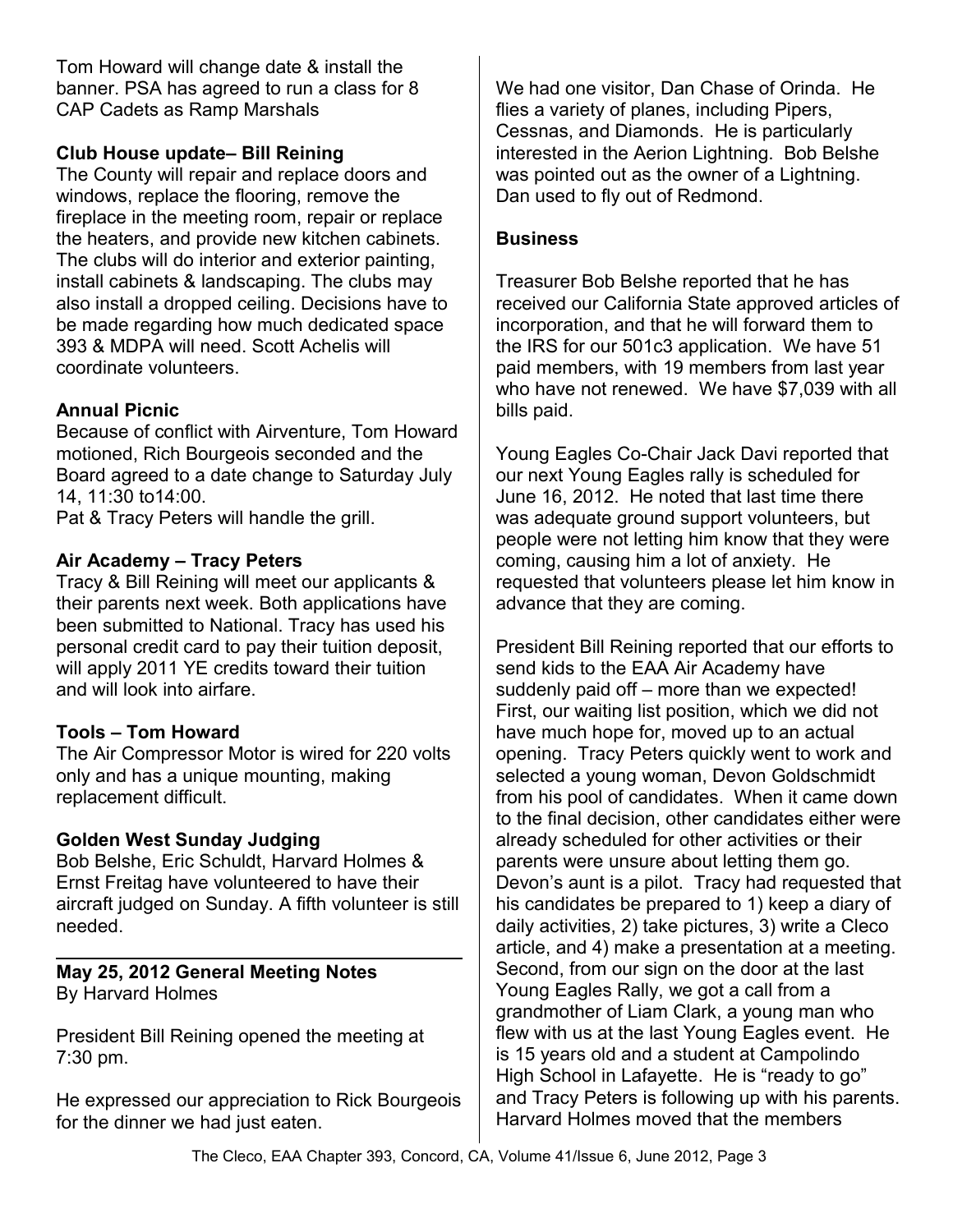Tom Howard will change date & install the banner. PSA has agreed to run a class for 8 CAP Cadets as Ramp Marshals

**Club House update– Bill Reining**
The County will repair and replace doors and windows, replace the flooring, remove the fireplace in the meeting room, repair or replace the heaters, and provide new kitchen cabinets. The clubs will do interior and exterior painting, install cabinets & landscaping. The clubs may also install a dropped ceiling. Decisions have to be made regarding how much dedicated space 393 & MDPA will need. Scott Achelis will coordinate volunteers.

**Annual Picnic**
Because of conflict with Airventure, Tom Howard motioned, Rich Bourgeois seconded and the Board agreed to a date change to Saturday July 14, 11:30 to14:00.
Pat & Tracy Peters will handle the grill.

**Air Academy – Tracy Peters**
Tracy & Bill Reining will meet our applicants & their parents next week. Both applications have been submitted to National. Tracy has used his personal credit card to pay their tuition deposit, will apply 2011 YE credits toward their tuition and will look into airfare.

**Tools – Tom Howard**
The Air Compressor Motor is wired for 220 volts only and has a unique mounting, making replacement difficult.

**Golden West Sunday Judging**
Bob Belshe, Eric Schuldt, Harvard Holmes & Ernst Freitag have volunteered to have their aircraft judged on Sunday. A fifth volunteer is still needed.

---

## May 25, 2012 General Meeting Notes
By Harvard Holmes

President Bill Reining opened the meeting at 7:30 pm.

He expressed our appreciation to Rick Bourgeois for the dinner we had just eaten.

We had one visitor, Dan Chase of Orinda. He flies a variety of planes, including Pipers, Cessnas, and Diamonds. He is particularly interested in the Aerion Lightning. Bob Belshe was pointed out as the owner of a Lightning. Dan used to fly out of Redmond.

**Business**

Treasurer Bob Belshe reported that he has received our California State approved articles of incorporation, and that he will forward them to the IRS for our 501c3 application. We have 51 paid members, with 19 members from last year who have not renewed. We have $7,039 with all bills paid.

Young Eagles Co-Chair Jack Davi reported that our next Young Eagles rally is scheduled for June 16, 2012. He noted that last time there was adequate ground support volunteers, but people were not letting him know that they were coming, causing him a lot of anxiety. He requested that volunteers please let him know in advance that they are coming.

President Bill Reining reported that our efforts to send kids to the EAA Air Academy have suddenly paid off – more than we expected! First, our waiting list position, which we did not have much hope for, moved up to an actual opening. Tracy Peters quickly went to work and selected a young woman, Devon Goldschmidt from his pool of candidates. When it came down to the final decision, other candidates either were already scheduled for other activities or their parents were unsure about letting them go. Devon's aunt is a pilot. Tracy had requested that his candidates be prepared to 1) keep a diary of daily activities, 2) take pictures, 3) write a Cleco article, and 4) make a presentation at a meeting. Second, from our sign on the door at the last Young Eagles Rally, we got a call from a grandmother of Liam Clark, a young man who flew with us at the last Young Eagles event. He is 15 years old and a student at Campolindo High School in Lafayette. He is "ready to go" and Tracy Peters is following up with his parents. Harvard Holmes moved that the members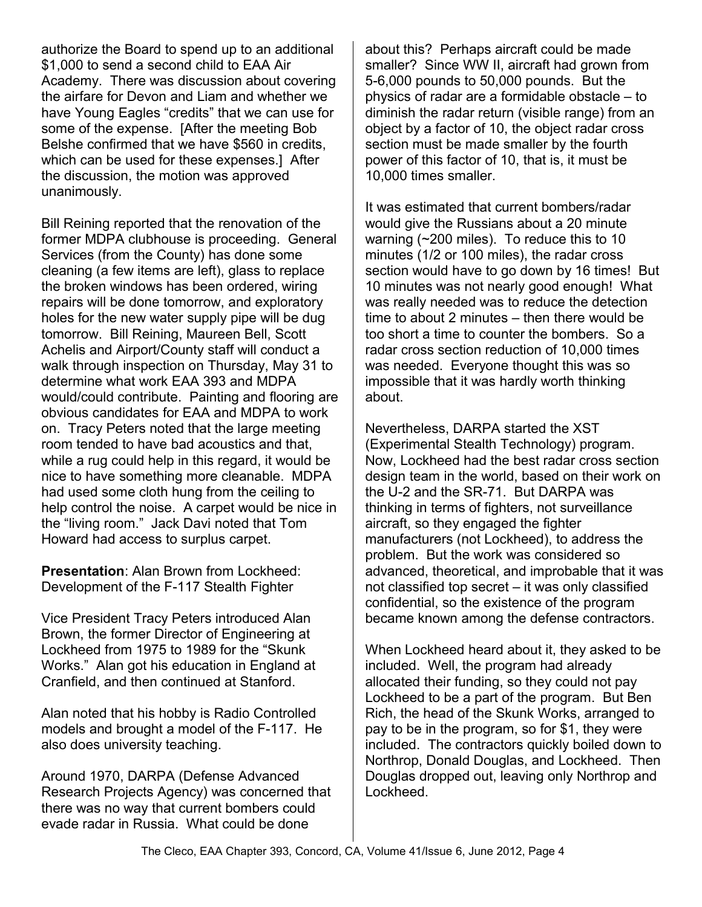authorize the Board to spend up to an additional $1,000 to send a second child to EAA Air Academy. There was discussion about covering the airfare for Devon and Liam and whether we have Young Eagles "credits" that we can use for some of the expense. [After the meeting Bob Belshe confirmed that we have $560 in credits, which can be used for these expenses.] After the discussion, the motion was approved unanimously.

Bill Reining reported that the renovation of the former MDPA clubhouse is proceeding. General Services (from the County) has done some cleaning (a few items are left), glass to replace the broken windows has been ordered, wiring repairs will be done tomorrow, and exploratory holes for the new water supply pipe will be dug tomorrow. Bill Reining, Maureen Bell, Scott Achelis and Airport/County staff will conduct a walk through inspection on Thursday, May 31 to determine what work EAA 393 and MDPA would/could contribute. Painting and flooring are obvious candidates for EAA and MDPA to work on. Tracy Peters noted that the large meeting room tended to have bad acoustics and that, while a rug could help in this regard, it would be nice to have something more cleanable. MDPA had used some cloth hung from the ceiling to help control the noise. A carpet would be nice in the "living room." Jack Davi noted that Tom Howard had access to surplus carpet.

**Presentation**: Alan Brown from Lockheed: Development of the F-117 Stealth Fighter

Vice President Tracy Peters introduced Alan Brown, the former Director of Engineering at Lockheed from 1975 to 1989 for the "Skunk Works." Alan got his education in England at Cranfield, and then continued at Stanford.

Alan noted that his hobby is Radio Controlled models and brought a model of the F-117. He also does university teaching.

Around 1970, DARPA (Defense Advanced Research Projects Agency) was concerned that there was no way that current bombers could evade radar in Russia. What could be done about this? Perhaps aircraft could be made smaller? Since WW II, aircraft had grown from 5-6,000 pounds to 50,000 pounds. But the physics of radar are a formidable obstacle – to diminish the radar return (visible range) from an object by a factor of 10, the object radar cross section must be made smaller by the fourth power of this factor of 10, that is, it must be 10,000 times smaller.

It was estimated that current bombers/radar would give the Russians about a 20 minute warning (~200 miles). To reduce this to 10 minutes (1/2 or 100 miles), the radar cross section would have to go down by 16 times! But 10 minutes was not nearly good enough! What was really needed was to reduce the detection time to about 2 minutes – then there would be too short a time to counter the bombers. So a radar cross section reduction of 10,000 times was needed. Everyone thought this was so impossible that it was hardly worth thinking about.

Nevertheless, DARPA started the XST (Experimental Stealth Technology) program. Now, Lockheed had the best radar cross section design team in the world, based on their work on the U-2 and the SR-71. But DARPA was thinking in terms of fighters, not surveillance aircraft, so they engaged the fighter manufacturers (not Lockheed), to address the problem. But the work was considered so advanced, theoretical, and improbable that it was not classified top secret – it was only classified confidential, so the existence of the program became known among the defense contractors.

When Lockheed heard about it, they asked to be included. Well, the program had already allocated their funding, so they could not pay Lockheed to be a part of the program. But Ben Rich, the head of the Skunk Works, arranged to pay to be in the program, so for $1, they were included. The contractors quickly boiled down to Northrop, Donald Douglas, and Lockheed. Then Douglas dropped out, leaving only Northrop and Lockheed.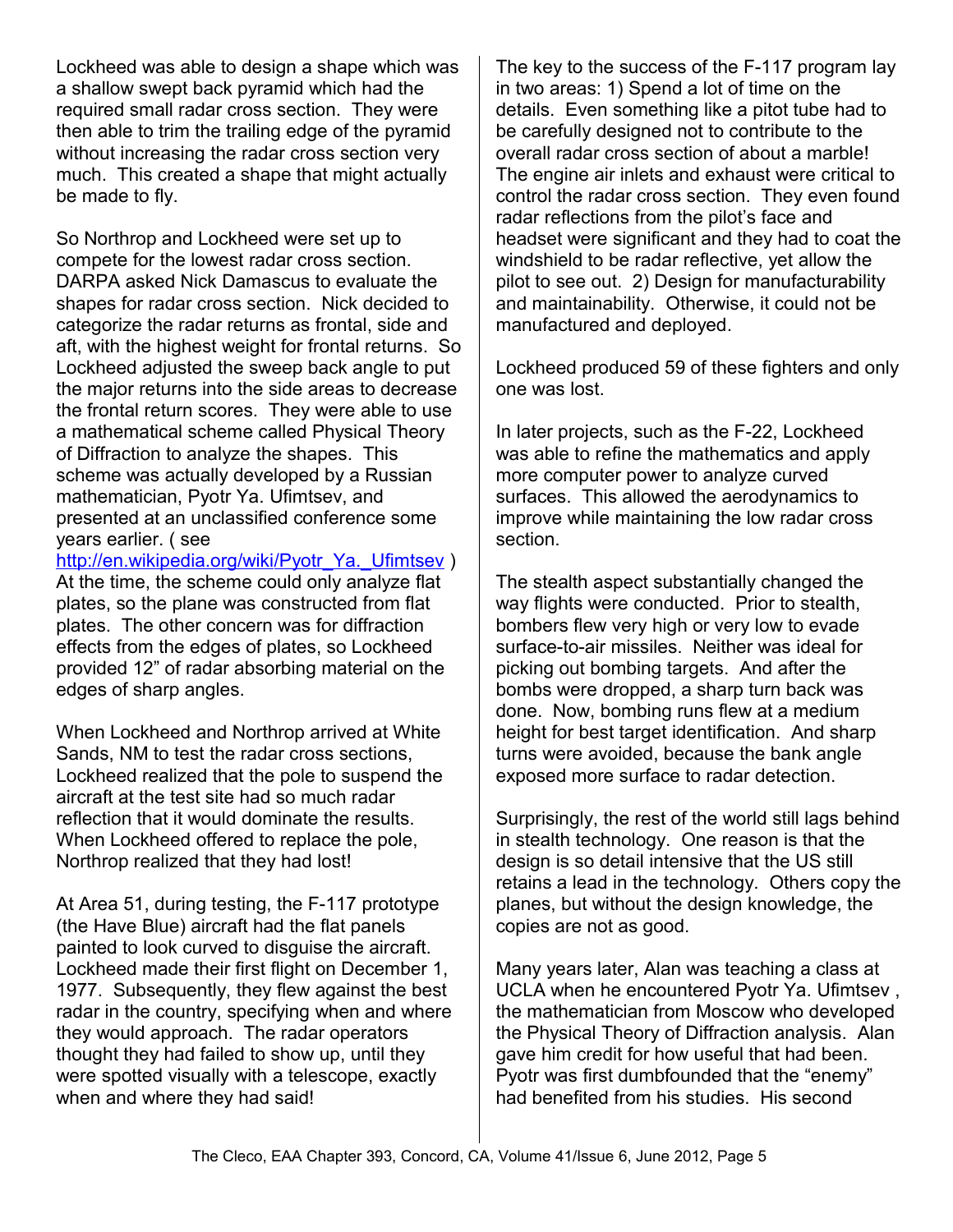Lockheed was able to design a shape which was a shallow swept back pyramid which had the required small radar cross section. They were then able to trim the trailing edge of the pyramid without increasing the radar cross section very much. This created a shape that might actually be made to fly.

So Northrop and Lockheed were set up to compete for the lowest radar cross section. DARPA asked Nick Damascus to evaluate the shapes for radar cross section. Nick decided to categorize the radar returns as frontal, side and aft, with the highest weight for frontal returns. So Lockheed adjusted the sweep back angle to put the major returns into the side areas to decrease the frontal return scores. They were able to use a mathematical scheme called Physical Theory of Diffraction to analyze the shapes. This scheme was actually developed by a Russian mathematician, Pyotr Ya. Ufimtsev, and presented at an unclassified conference some years earlier. ( see http://en.wikipedia.org/wiki/Pyotr_Ya._Ufimtsev ) At the time, the scheme could only analyze flat plates, so the plane was constructed from flat plates. The other concern was for diffraction effects from the edges of plates, so Lockheed provided 12" of radar absorbing material on the edges of sharp angles.

When Lockheed and Northrop arrived at White Sands, NM to test the radar cross sections, Lockheed realized that the pole to suspend the aircraft at the test site had so much radar reflection that it would dominate the results. When Lockheed offered to replace the pole, Northrop realized that they had lost!

At Area 51, during testing, the F-117 prototype (the Have Blue) aircraft had the flat panels painted to look curved to disguise the aircraft. Lockheed made their first flight on December 1, 1977. Subsequently, they flew against the best radar in the country, specifying when and where they would approach. The radar operators thought they had failed to show up, until they were spotted visually with a telescope, exactly when and where they had said!

The key to the success of the F-117 program lay in two areas: 1) Spend a lot of time on the details. Even something like a pitot tube had to be carefully designed not to contribute to the overall radar cross section of about a marble! The engine air inlets and exhaust were critical to control the radar cross section. They even found radar reflections from the pilot's face and headset were significant and they had to coat the windshield to be radar reflective, yet allow the pilot to see out. 2) Design for manufacturability and maintainability. Otherwise, it could not be manufactured and deployed.

Lockheed produced 59 of these fighters and only one was lost.

In later projects, such as the F-22, Lockheed was able to refine the mathematics and apply more computer power to analyze curved surfaces. This allowed the aerodynamics to improve while maintaining the low radar cross section.

The stealth aspect substantially changed the way flights were conducted. Prior to stealth, bombers flew very high or very low to evade surface-to-air missiles. Neither was ideal for picking out bombing targets. And after the bombs were dropped, a sharp turn back was done. Now, bombing runs flew at a medium height for best target identification. And sharp turns were avoided, because the bank angle exposed more surface to radar detection.

Surprisingly, the rest of the world still lags behind in stealth technology. One reason is that the design is so detail intensive that the US still retains a lead in the technology. Others copy the planes, but without the design knowledge, the copies are not as good.

Many years later, Alan was teaching a class at UCLA when he encountered Pyotr Ya. Ufimtsev , the mathematician from Moscow who developed the Physical Theory of Diffraction analysis. Alan gave him credit for how useful that had been. Pyotr was first dumbfounded that the "enemy" had benefited from his studies. His second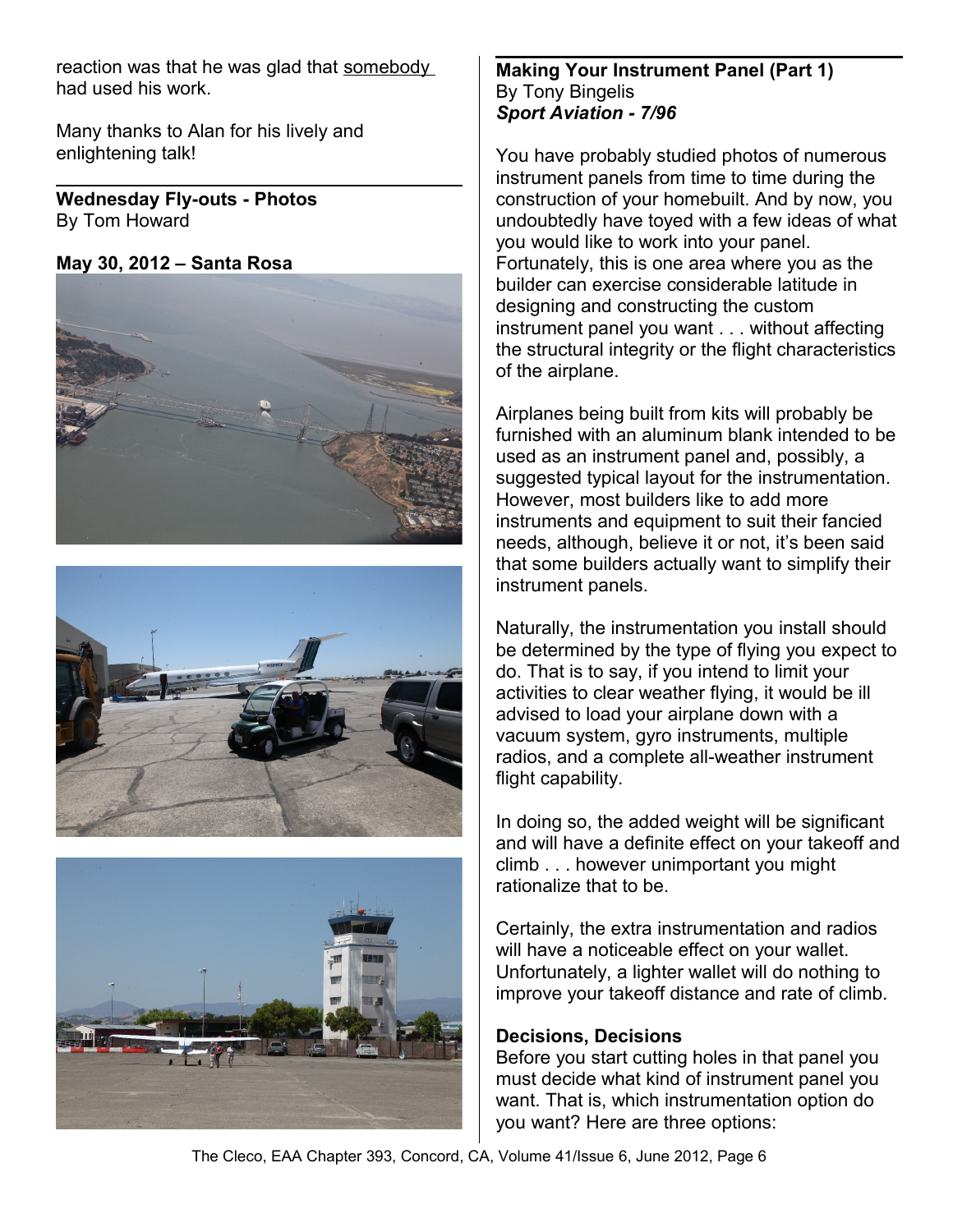reaction was that he was glad that somebody had used his work.

Many thanks to Alan for his lively and enlightening talk!

---

**Wednesday Fly-outs - Photos**
By Tom Howard

**May 30, 2012 – Santa Rosa**

---

**Making Your Instrument Panel (Part 1)**
By Tony Bingelis
***Sport Aviation - 7/96***

You have probably studied photos of numerous instrument panels from time to time during the construction of your homebuilt. And by now, you undoubtedly have toyed with a few ideas of what you would like to work into your panel. Fortunately, this is one area where you as the builder can exercise considerable latitude in designing and constructing the custom instrument panel you want . . . without affecting the structural integrity or the flight characteristics of the airplane.

Airplanes being built from kits will probably be furnished with an aluminum blank intended to be used as an instrument panel and, possibly, a suggested typical layout for the instrumentation. However, most builders like to add more instruments and equipment to suit their fancied needs, although, believe it or not, it's been said that some builders actually want to simplify their instrument panels.

Naturally, the instrumentation you install should be determined by the type of flying you expect to do. That is to say, if you intend to limit your activities to clear weather flying, it would be ill advised to load your airplane down with a vacuum system, gyro instruments, multiple radios, and a complete all-weather instrument flight capability.

In doing so, the added weight will be significant and will have a definite effect on your takeoff and climb . . . however unimportant you might rationalize that to be.

Certainly, the extra instrumentation and radios will have a noticeable effect on your wallet. Unfortunately, a lighter wallet will do nothing to improve your takeoff distance and rate of climb.

**Decisions, Decisions**

Before you start cutting holes in that panel you must decide what kind of instrument panel you want. That is, which instrumentation option do you want? Here are three options: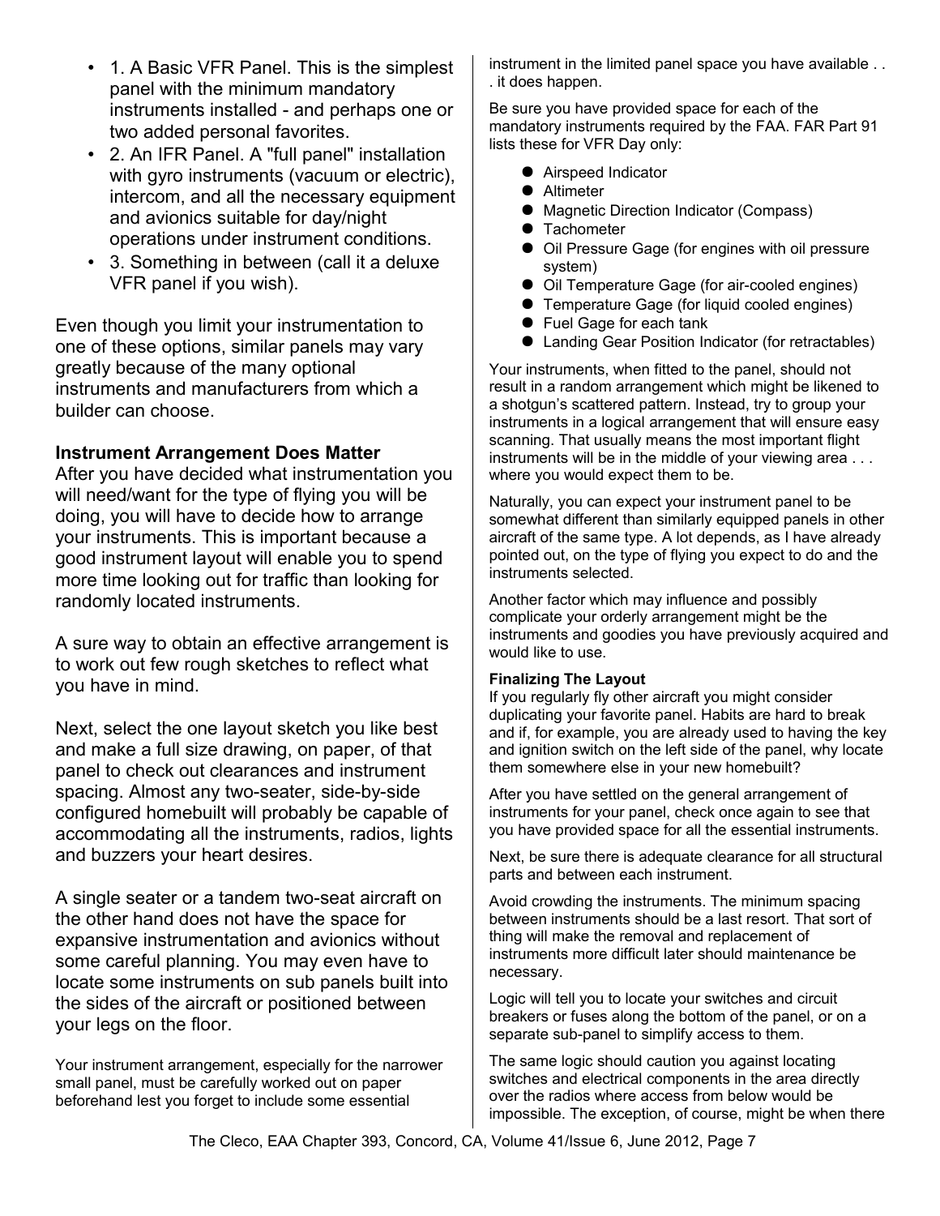- 1. A Basic VFR Panel. This is the simplest panel with the minimum mandatory instruments installed - and perhaps one or two added personal favorites.
- 2. An IFR Panel. A "full panel" installation with gyro instruments (vacuum or electric), intercom, and all the necessary equipment and avionics suitable for day/night operations under instrument conditions.
- 3. Something in between (call it a deluxe VFR panel if you wish).

Even though you limit your instrumentation to one of these options, similar panels may vary greatly because of the many optional instruments and manufacturers from which a builder can choose.

**Instrument Arrangement Does Matter**

After you have decided what instrumentation you will need/want for the type of flying you will be doing, you will have to decide how to arrange your instruments. This is important because a good instrument layout will enable you to spend more time looking out for traffic than looking for randomly located instruments.

A sure way to obtain an effective arrangement is to work out few rough sketches to reflect what you have in mind.

Next, select the one layout sketch you like best and make a full size drawing, on paper, of that panel to check out clearances and instrument spacing. Almost any two-seater, side-by-side configured homebuilt will probably be capable of accommodating all the instruments, radios, lights and buzzers your heart desires.

A single seater or a tandem two-seat aircraft on the other hand does not have the space for expansive instrumentation and avionics without some careful planning. You may even have to locate some instruments on sub panels built into the sides of the aircraft or positioned between your legs on the floor.

Your instrument arrangement, especially for the narrower small panel, must be carefully worked out on paper beforehand lest you forget to include some essential instrument in the limited panel space you have available . . . it does happen.

Be sure you have provided space for each of the mandatory instruments required by the FAA. FAR Part 91 lists these for VFR Day only:

- Airspeed Indicator
- Altimeter
- Magnetic Direction Indicator (Compass)
- Tachometer
- Oil Pressure Gage (for engines with oil pressure system)
- Oil Temperature Gage (for air-cooled engines)
- Temperature Gage (for liquid cooled engines)
- Fuel Gage for each tank
- Landing Gear Position Indicator (for retractables)

Your instruments, when fitted to the panel, should not result in a random arrangement which might be likened to a shotgun's scattered pattern. Instead, try to group your instruments in a logical arrangement that will ensure easy scanning. That usually means the most important flight instruments will be in the middle of your viewing area . . . where you would expect them to be.

Naturally, you can expect your instrument panel to be somewhat different than similarly equipped panels in other aircraft of the same type. A lot depends, as I have already pointed out, on the type of flying you expect to do and the instruments selected.

Another factor which may influence and possibly complicate your orderly arrangement might be the instruments and goodies you have previously acquired and would like to use.

**Finalizing The Layout**

If you regularly fly other aircraft you might consider duplicating your favorite panel. Habits are hard to break and if, for example, you are already used to having the key and ignition switch on the left side of the panel, why locate them somewhere else in your new homebuilt?

After you have settled on the general arrangement of instruments for your panel, check once again to see that you have provided space for all the essential instruments.

Next, be sure there is adequate clearance for all structural parts and between each instrument.

Avoid crowding the instruments. The minimum spacing between instruments should be a last resort. That sort of thing will make the removal and replacement of instruments more difficult later should maintenance be necessary.

Logic will tell you to locate your switches and circuit breakers or fuses along the bottom of the panel, or on a separate sub-panel to simplify access to them.

The same logic should caution you against locating switches and electrical components in the area directly over the radios where access from below would be impossible. The exception, of course, might be when there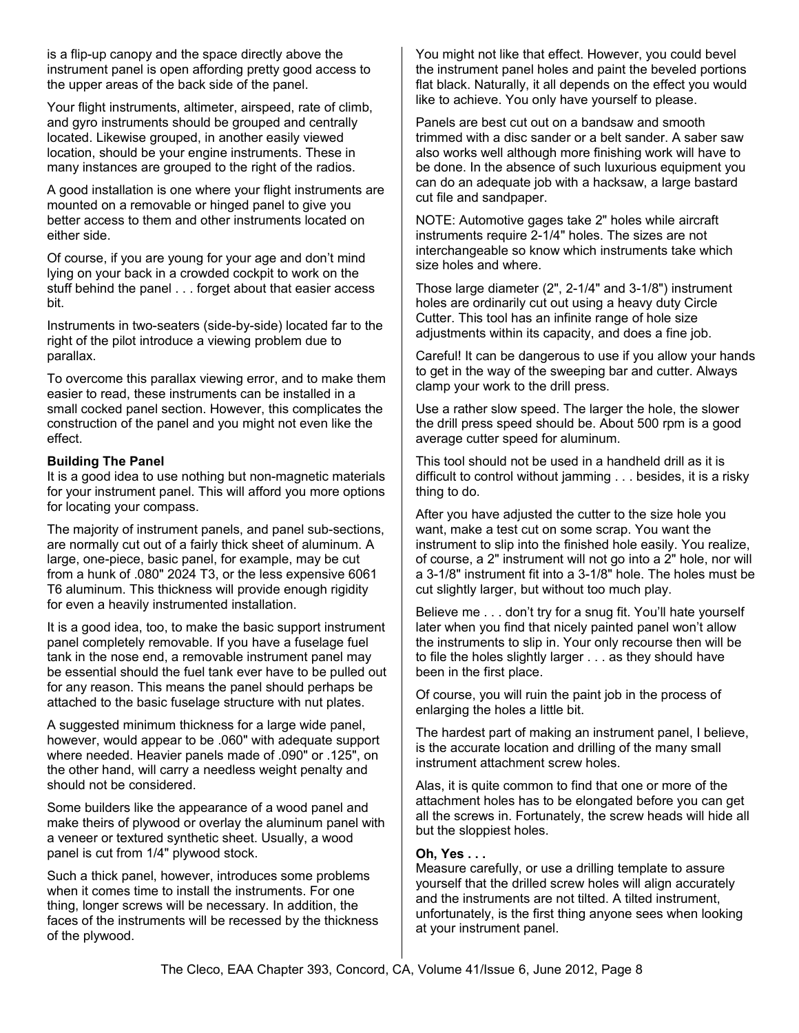is a flip-up canopy and the space directly above the instrument panel is open affording pretty good access to the upper areas of the back side of the panel.

Your flight instruments, altimeter, airspeed, rate of climb, and gyro instruments should be grouped and centrally located. Likewise grouped, in another easily viewed location, should be your engine instruments. These in many instances are grouped to the right of the radios.

A good installation is one where your flight instruments are mounted on a removable or hinged panel to give you better access to them and other instruments located on either side.

Of course, if you are young for your age and don't mind lying on your back in a crowded cockpit to work on the stuff behind the panel . . . forget about that easier access bit.

Instruments in two-seaters (side-by-side) located far to the right of the pilot introduce a viewing problem due to parallax.

To overcome this parallax viewing error, and to make them easier to read, these instruments can be installed in a small cocked panel section. However, this complicates the construction of the panel and you might not even like the effect.

**Building The Panel**

It is a good idea to use nothing but non-magnetic materials for your instrument panel. This will afford you more options for locating your compass.

The majority of instrument panels, and panel sub-sections, are normally cut out of a fairly thick sheet of aluminum. A large, one-piece, basic panel, for example, may be cut from a hunk of .080" 2024 T3, or the less expensive 6061 T6 aluminum. This thickness will provide enough rigidity for even a heavily instrumented installation.

It is a good idea, too, to make the basic support instrument panel completely removable. If you have a fuselage fuel tank in the nose end, a removable instrument panel may be essential should the fuel tank ever have to be pulled out for any reason. This means the panel should perhaps be attached to the basic fuselage structure with nut plates.

A suggested minimum thickness for a large wide panel, however, would appear to be .060" with adequate support where needed. Heavier panels made of .090" or .125", on the other hand, will carry a needless weight penalty and should not be considered.

Some builders like the appearance of a wood panel and make theirs of plywood or overlay the aluminum panel with a veneer or textured synthetic sheet. Usually, a wood panel is cut from 1/4" plywood stock.

Such a thick panel, however, introduces some problems when it comes time to install the instruments. For one thing, longer screws will be necessary. In addition, the faces of the instruments will be recessed by the thickness of the plywood.

You might not like that effect. However, you could bevel the instrument panel holes and paint the beveled portions flat black. Naturally, it all depends on the effect you would like to achieve. You only have yourself to please.

Panels are best cut out on a bandsaw and smooth trimmed with a disc sander or a belt sander. A saber saw also works well although more finishing work will have to be done. In the absence of such luxurious equipment you can do an adequate job with a hacksaw, a large bastard cut file and sandpaper.

NOTE: Automotive gages take 2" holes while aircraft instruments require 2-1/4" holes. The sizes are not interchangeable so know which instruments take which size holes and where.

Those large diameter (2", 2-1/4" and 3-1/8") instrument holes are ordinarily cut out using a heavy duty Circle Cutter. This tool has an infinite range of hole size adjustments within its capacity, and does a fine job.

Careful! It can be dangerous to use if you allow your hands to get in the way of the sweeping bar and cutter. Always clamp your work to the drill press.

Use a rather slow speed. The larger the hole, the slower the drill press speed should be. About 500 rpm is a good average cutter speed for aluminum.

This tool should not be used in a handheld drill as it is difficult to control without jamming . . . besides, it is a risky thing to do.

After you have adjusted the cutter to the size hole you want, make a test cut on some scrap. You want the instrument to slip into the finished hole easily. You realize, of course, a 2" instrument will not go into a 2" hole, nor will a 3-1/8" instrument fit into a 3-1/8" hole. The holes must be cut slightly larger, but without too much play.

Believe me . . . don't try for a snug fit. You'll hate yourself later when you find that nicely painted panel won't allow the instruments to slip in. Your only recourse then will be to file the holes slightly larger . . . as they should have been in the first place.

Of course, you will ruin the paint job in the process of enlarging the holes a little bit.

The hardest part of making an instrument panel, I believe, is the accurate location and drilling of the many small instrument attachment screw holes.

Alas, it is quite common to find that one or more of the attachment holes has to be elongated before you can get all the screws in. Fortunately, the screw heads will hide all but the sloppiest holes.

**Oh, Yes . . .**

Measure carefully, or use a drilling template to assure yourself that the drilled screw holes will align accurately and the instruments are not tilted. A tilted instrument, unfortunately, is the first thing anyone sees when looking at your instrument panel.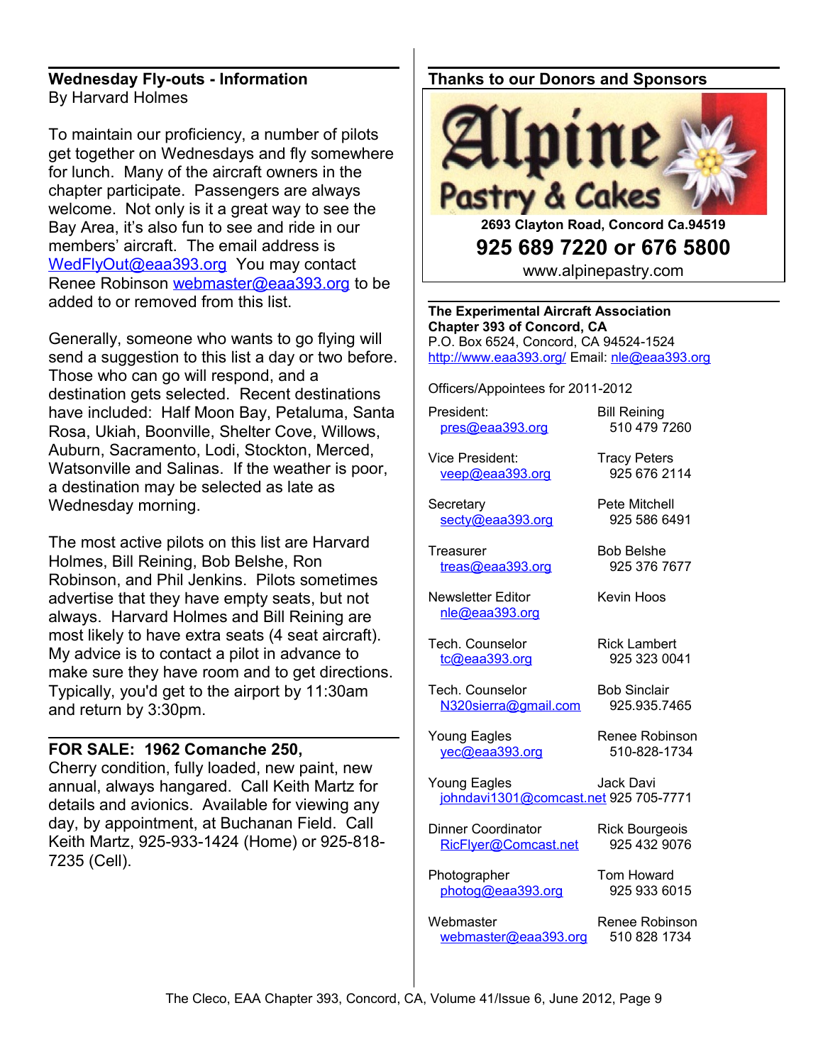## Wednesday Fly-outs - Information

By Harvard Holmes

To maintain our proficiency, a number of pilots get together on Wednesdays and fly somewhere for lunch. Many of the aircraft owners in the chapter participate. Passengers are always welcome. Not only is it a great way to see the Bay Area, it's also fun to see and ride in our members' aircraft. The email address is WedFlyOut@eaa393.org You may contact Renee Robinson webmaster@eaa393.org to be added to or removed from this list.

Generally, someone who wants to go flying will send a suggestion to this list a day or two before. Those who can go will respond, and a destination gets selected. Recent destinations have included: Half Moon Bay, Petaluma, Santa Rosa, Ukiah, Boonville, Shelter Cove, Willows, Auburn, Sacramento, Lodi, Stockton, Merced, Watsonville and Salinas. If the weather is poor, a destination may be selected as late as Wednesday morning.

The most active pilots on this list are Harvard Holmes, Bill Reining, Bob Belshe, Ron Robinson, and Phil Jenkins. Pilots sometimes advertise that they have empty seats, but not always. Harvard Holmes and Bill Reining are most likely to have extra seats (4 seat aircraft). My advice is to contact a pilot in advance to make sure they have room and to get directions. Typically, you'd get to the airport by 11:30am and return by 3:30pm.

## FOR SALE: 1962 Comanche 250,

Cherry condition, fully loaded, new paint, new annual, always hangared. Call Keith Martz for details and avionics. Available for viewing any day, by appointment, at Buchanan Field. Call Keith Martz, 925-933-1424 (Home) or 925-818-7235 (Cell).

## Thanks to our Donors and Sponsors

**Alpine Pastry & Cakes**

**2693 Clayton Road, Concord Ca.94519**

**925 689 7220 or 676 5800**

www.alpinepastry.com

**The Experimental Aircraft Association**
**Chapter 393 of Concord, CA**
P.O. Box 6524, Concord, CA 94524-1524
http://www.eaa393.org/ Email: nle@eaa393.org

Officers/Appointees for 2011-2012

| Position | Name / Phone |
|---|---|
| President: pres@eaa393.org | Bill Reining 510 479 7260 |
| Vice President: veep@eaa393.org | Tracy Peters 925 676 2114 |
| Secretary secty@eaa393.org | Pete Mitchell 925 586 6491 |
| Treasurer treas@eaa393.org | Bob Belshe 925 376 7677 |
| Newsletter Editor nle@eaa393.org | Kevin Hoos |
| Tech. Counselor tc@eaa393.org | Rick Lambert 925 323 0041 |
| Tech. Counselor N320sierra@gmail.com | Bob Sinclair 925.935.7465 |
| Young Eagles yec@eaa393.org | Renee Robinson 510-828-1734 |
| Young Eagles johndavi1301@comcast.net | Jack Davi 925 705-7771 |
| Dinner Coordinator RicFlyer@Comcast.net | Rick Bourgeois 925 432 9076 |
| Photographer photog@eaa393.org | Tom Howard 925 933 6015 |
| Webmaster webmaster@eaa393.org | Renee Robinson 510 828 1734 |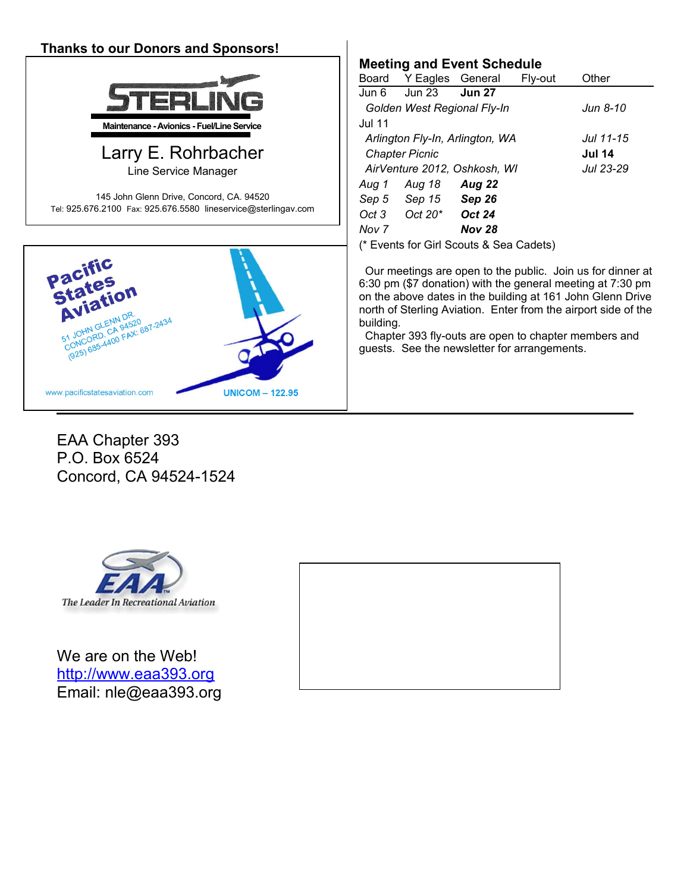**Thanks to our Donors and Sponsors!**

STERLING

Maintenance - Avionics - Fuel/Line Service

Larry E. Rohrbacher
Line Service Manager

145 John Glenn Drive, Concord, CA. 94520
Tel: 925.676.2100 Fax: 925.676.5580 lineservice@sterlingav.com

Pacific States Aviation

51 JOHN GLENN DR.
CONCORD, CA 94520
(925) 685-4400 FAX: 687-2434

www.pacificstatesaviation.com

UNICOM – 122.95

## Meeting and Event Schedule

| Board | Y Eagles | General | Fly-out | Other |
|---|---|---|---|---|
| Jun 6 | Jun 23 | **Jun 27** | | |
| *Golden West Regional Fly-In* | | | | *Jun 8-10* |
| Jul 11 | | | | |
| *Arlington Fly-In, Arlington, WA* | | | | *Jul 11-15* |
| *Chapter Picnic* | | | | **Jul 14** |
| *AirVenture 2012, Oshkosh, WI* | | | | *Jul 23-29* |
| *Aug 1* | *Aug 18* | ***Aug 22*** | | |
| *Sep 5* | *Sep 15* | ***Sep 26*** | | |
| *Oct 3* | *Oct 20** | ***Oct 24*** | | |
| *Nov 7* | | ***Nov 28*** | | |

(* Events for Girl Scouts & Sea Cadets)

Our meetings are open to the public. Join us for dinner at 6:30 pm ($7 donation) with the general meeting at 7:30 pm on the above dates in the building at 161 John Glenn Drive north of Sterling Aviation. Enter from the airport side of the building.

Chapter 393 fly-outs are open to chapter members and guests. See the newsletter for arrangements.

EAA Chapter 393
P.O. Box 6524
Concord, CA 94524-1524

EAA
The Leader In Recreational Aviation

We are on the Web!
[http://www.eaa393.org](http://www.eaa393.org)
Email: nle@eaa393.org